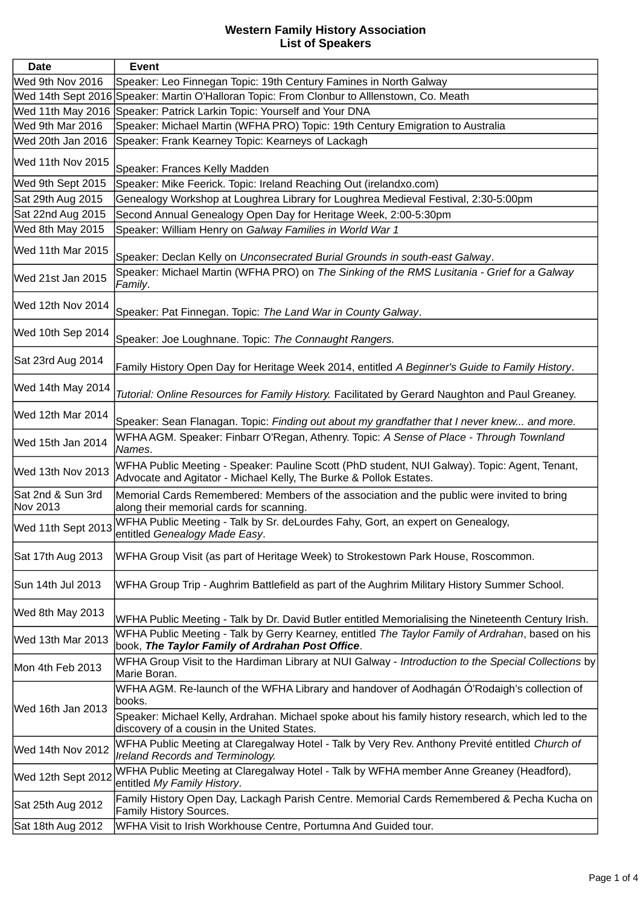# Western Family History Association
# List of Speakers

| Date | Event |
|---|---|
| Wed 9th Nov 2016 | Speaker: Leo Finnegan Topic: 19th Century Famines in North Galway |
| Wed 14th Sept 2016 | Speaker: Martin O'Halloran Topic: From Clonbur to Alllenstown, Co. Meath |
| Wed 11th May 2016 | Speaker: Patrick Larkin Topic: Yourself and Your DNA |
| Wed 9th Mar 2016 | Speaker: Michael Martin (WFHA PRO) Topic: 19th Century Emigration to Australia |
| Wed 20th Jan 2016 | Speaker: Frank Kearney Topic: Kearneys of Lackagh |
| Wed 11th Nov 2015 | Speaker: Frances Kelly Madden |
| Wed 9th Sept 2015 | Speaker: Mike Feerick. Topic: Ireland Reaching Out (irelandxo.com) |
| Sat 29th Aug 2015 | Genealogy Workshop at Loughrea Library for Loughrea Medieval Festival, 2:30-5:00pm |
| Sat 22nd Aug 2015 | Second Annual Genealogy Open Day for Heritage Week, 2:00-5:30pm |
| Wed 8th May 2015 | Speaker: William Henry on *Galway Families in World War 1* |
| Wed 11th Mar 2015 | Speaker: Declan Kelly on *Unconsecrated Burial Grounds in south-east Galway*. |
| Wed 21st Jan 2015 | Speaker: Michael Martin (WFHA PRO) on *The Sinking of the RMS Lusitania - Grief for a Galway Family*. |
| Wed 12th Nov 2014 | Speaker: Pat Finnegan. Topic: *The Land War in County Galway*. |
| Wed 10th Sep 2014 | Speaker: Joe Loughnane. Topic: *The Connaught Rangers.* |
| Sat 23rd Aug 2014 | Family History Open Day for Heritage Week 2014, entitled *A Beginner's Guide to Family History*. |
| Wed 14th May 2014 | *Tutorial: Online Resources for Family History.* Facilitated by Gerard Naughton and Paul Greaney. |
| Wed 12th Mar 2014 | Speaker: Sean Flanagan. Topic: *Finding out about my grandfather that I never knew... and more.* |
| Wed 15th Jan 2014 | WFHA AGM. Speaker: Finbarr O'Regan, Athenry. Topic: *A Sense of Place - Through Townland Names*. |
| Wed 13th Nov 2013 | WFHA Public Meeting - Speaker: Pauline Scott (PhD student, NUI Galway). Topic: Agent, Tenant, Advocate and Agitator - Michael Kelly, The Burke & Pollok Estates. |
| Sat 2nd & Sun 3rd Nov 2013 | Memorial Cards Remembered: Members of the association and the public were invited to bring along their memorial cards for scanning. |
| Wed 11th Sept 2013 | WFHA Public Meeting - Talk by Sr. deLourdes Fahy, Gort, an expert on Genealogy, entitled *Genealogy Made Easy*. |
| Sat 17th Aug 2013 | WFHA Group Visit (as part of Heritage Week) to Strokestown Park House, Roscommon. |
| Sun 14th Jul 2013 | WFHA Group Trip - Aughrim Battlefield as part of the Aughrim Military History Summer School. |
| Wed 8th May 2013 | WFHA Public Meeting - Talk by Dr. David Butler entitled Memorialising the Nineteenth Century Irish. |
| Wed 13th Mar 2013 | WFHA Public Meeting - Talk by Gerry Kearney, entitled *The Taylor Family of Ardrahan*, based on his book, ***The Taylor Family of Ardrahan Post Office***. |
| Mon 4th Feb 2013 | WFHA Group Visit to the Hardiman Library at NUI Galway - *Introduction to the Special Collections* by Marie Boran. |
| Wed 16th Jan 2013 | WFHA AGM. Re-launch of the WFHA Library and handover of Aodhagán Ó'Rodaigh's collection of books. |
| | Speaker: Michael Kelly, Ardrahan. Michael spoke about his family history research, which led to the discovery of a cousin in the United States. |
| Wed 14th Nov 2012 | WFHA Public Meeting at Claregalway Hotel - Talk by Very Rev. Anthony Previté entitled *Church of Ireland Records and Terminology.* |
| Wed 12th Sept 2012 | WFHA Public Meeting at Claregalway Hotel - Talk by WFHA member Anne Greaney (Headford), entitled *My Family History*. |
| Sat 25th Aug 2012 | Family History Open Day, Lackagh Parish Centre. Memorial Cards Remembered & Pecha Kucha on Family History Sources. |
| Sat 18th Aug 2012 | WFHA Visit to Irish Workhouse Centre, Portumna And Guided tour. |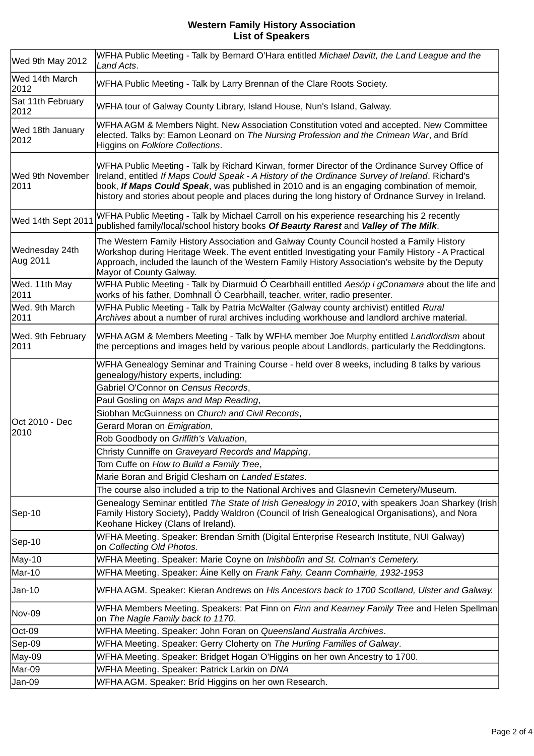# Western Family History Association
## List of Speakers

| Date | Event |
|---|---|
| Wed 9th May 2012 | WFHA Public Meeting - Talk by Bernard O'Hara entitled *Michael Davitt, the Land League and the Land Acts*. |
| Wed 14th March 2012 | WFHA Public Meeting - Talk by Larry Brennan of the Clare Roots Society. |
| Sat 11th February 2012 | WFHA tour of Galway County Library, Island House, Nun's Island, Galway. |
| Wed 18th January 2012 | WFHA AGM & Members Night. New Association Constitution voted and accepted. New Committee elected. Talks by: Eamon Leonard on *The Nursing Profession and the Crimean War*, and Bríd Higgins on *Folklore Collections*. |
| Wed 9th November 2011 | WFHA Public Meeting - Talk by Richard Kirwan, former Director of the Ordinance Survey Office of Ireland, entitled *If Maps Could Speak - A History of the Ordinance Survey of Ireland*. Richard's book, ***If Maps Could Speak***, was published in 2010 and is an engaging combination of memoir, history and stories about people and places during the long history of Ordnance Survey in Ireland. |
| Wed 14th Sept 2011 | WFHA Public Meeting - Talk by Michael Carroll on his experience researching his 2 recently published family/local/school history books ***Of Beauty Rarest*** and ***Valley of The Milk***. |
| Wednesday 24th Aug 2011 | The Western Family History Association and Galway County Council hosted a Family History Workshop during Heritage Week. The event entitled Investigating your Family History - A Practical Approach, included the launch of the Western Family History Association's website by the Deputy Mayor of County Galway. |
| Wed. 11th May 2011 | WFHA Public Meeting - Talk by Diarmuid Ó Cearbhaill entitled *Aesóp i gConamara* about the life and works of his father, Domhnall Ó Cearbhaill, teacher, writer, radio presenter. |
| Wed. 9th March 2011 | WFHA Public Meeting - Talk by Patria McWalter (Galway county archivist) entitled *Rural Archives* about a number of rural archives including workhouse and landlord archive material. |
| Wed. 9th February 2011 | WFHA AGM & Members Meeting - Talk by WFHA member Joe Murphy entitled *Landlordism* about the perceptions and images held by various people about Landlords, particularly the Reddingtons. |
| Oct 2010 - Dec 2010 | WFHA Genealogy Seminar and Training Course - held over 8 weeks, including 8 talks by various genealogy/history experts, including: |
| | Gabriel O'Connor on *Census Records*, |
| | Paul Gosling on *Maps and Map Reading*, |
| | Siobhan McGuinness on *Church and Civil Records*, |
| | Gerard Moran on *Emigration*, |
| | Rob Goodbody on *Griffith's Valuation*, |
| | Christy Cunniffe on *Graveyard Records and Mapping*, |
| | Tom Cuffe on *How to Build a Family Tree*, |
| | Marie Boran and Brigid Clesham on *Landed Estates*. |
| | The course also included a trip to the National Archives and Glasnevin Cemetery/Museum. |
| Sep-10 | Genealogy Seminar entitled *The State of Irish Genealogy in 2010*, with speakers Joan Sharkey (Irish Family History Society), Paddy Waldron (Council of Irish Genealogical Organisations), and Nora Keohane Hickey (Clans of Ireland). |
| Sep-10 | WFHA Meeting. Speaker: Brendan Smith (Digital Enterprise Research Institute, NUI Galway) on *Collecting Old Photos.* |
| May-10 | WFHA Meeting. Speaker: Marie Coyne on *Inishbofin and St. Colman's Cemetery.* |
| Mar-10 | WFHA Meeting. Speaker: Áine Kelly on *Frank Fahy, Ceann Comhairle, 1932-1953* |
| Jan-10 | WFHA AGM. Speaker: Kieran Andrews on *His Ancestors back to 1700 Scotland, Ulster and Galway.* |
| Nov-09 | WFHA Members Meeting. Speakers: Pat Finn on *Finn and Kearney Family Tree* and Helen Spellman on *The Nagle Family back to 1170*. |
| Oct-09 | WFHA Meeting. Speaker: John Foran on *Queensland Australia Archives*. |
| Sep-09 | WFHA Meeting. Speaker: Gerry Cloherty on *The Hurling Families of Galway*. |
| May-09 | WFHA Meeting. Speaker: Bridget Hogan O'Higgins on her own Ancestry to 1700. |
| Mar-09 | WFHA Meeting. Speaker: Patrick Larkin on *DNA* |
| Jan-09 | WFHA AGM. Speaker: Bríd Higgins on her own Research. |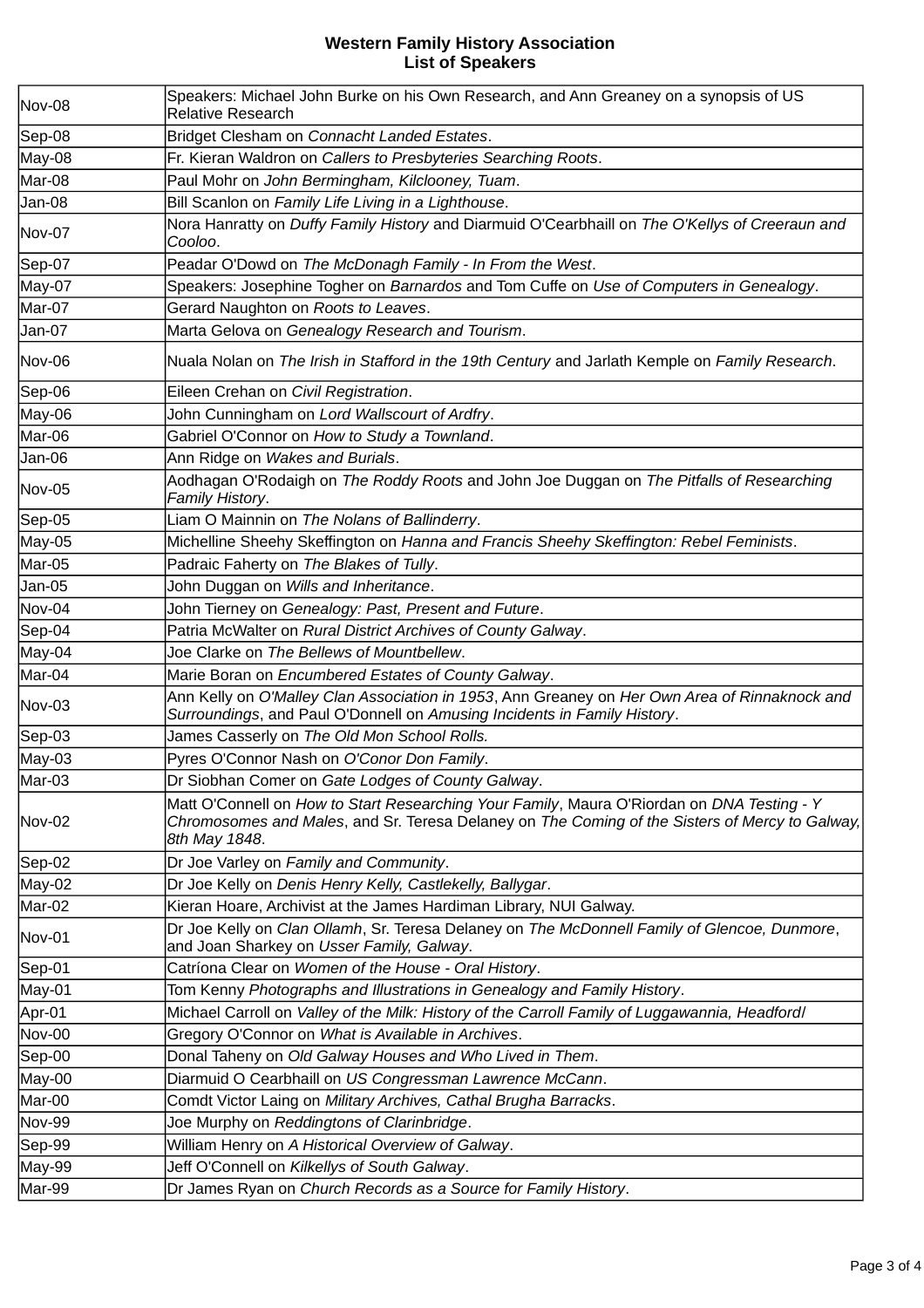# Western Family History Association
## List of Speakers

| Date | Speaker(s) |
|---|---|
| Nov-08 | Speakers: Michael John Burke on his Own Research, and Ann Greaney on a synopsis of US Relative Research |
| Sep-08 | Bridget Clesham on *Connacht Landed Estates*. |
| May-08 | Fr. Kieran Waldron on *Callers to Presbyteries Searching Roots*. |
| Mar-08 | Paul Mohr on *John Bermingham, Kilclooney, Tuam*. |
| Jan-08 | Bill Scanlon on *Family Life Living in a Lighthouse*. |
| Nov-07 | Nora Hanratty on *Duffy Family History* and Diarmuid O'Cearbhaill on *The O'Kellys of Creeraun and Cooloo*. |
| Sep-07 | Peadar O'Dowd on *The McDonagh Family - In From the West*. |
| May-07 | Speakers: Josephine Togher on *Barnardos* and Tom Cuffe on *Use of Computers in Genealogy*. |
| Mar-07 | Gerard Naughton on *Roots to Leaves*. |
| Jan-07 | Marta Gelova on *Genealogy Research and Tourism*. |
| Nov-06 | Nuala Nolan on *The Irish in Stafford in the 19th Century* and Jarlath Kemple on *Family Research*. |
| Sep-06 | Eileen Crehan on *Civil Registration*. |
| May-06 | John Cunningham on *Lord Wallscourt of Ardfry*. |
| Mar-06 | Gabriel O'Connor on *How to Study a Townland*. |
| Jan-06 | Ann Ridge on *Wakes and Burials*. |
| Nov-05 | Aodhagan O'Rodaigh on *The Roddy Roots* and John Joe Duggan on *The Pitfalls of Researching Family History*. |
| Sep-05 | Liam O Mainnin on *The Nolans of Ballinderry*. |
| May-05 | Michelline Sheehy Skeffington on *Hanna and Francis Sheehy Skeffington: Rebel Feminists*. |
| Mar-05 | Padraic Faherty on *The Blakes of Tully*. |
| Jan-05 | John Duggan on *Wills and Inheritance*. |
| Nov-04 | John Tierney on *Genealogy: Past, Present and Future*. |
| Sep-04 | Patria McWalter on *Rural District Archives of County Galway*. |
| May-04 | Joe Clarke on *The Bellews of Mountbellew*. |
| Mar-04 | Marie Boran on *Encumbered Estates of County Galway*. |
| Nov-03 | Ann Kelly on *O'Malley Clan Association in 1953*, Ann Greaney on *Her Own Area of Rinnaknock and Surroundings*, and Paul O'Donnell on *Amusing Incidents in Family History*. |
| Sep-03 | James Casserly on *The Old Mon School Rolls.* |
| May-03 | Pyres O'Connor Nash on *O'Conor Don Family*. |
| Mar-03 | Dr Siobhan Comer on *Gate Lodges of County Galway*. |
| Nov-02 | Matt O'Connell on *How to Start Researching Your Family*, Maura O'Riordan on *DNA Testing - Y Chromosomes and Males*, and Sr. Teresa Delaney on *The Coming of the Sisters of Mercy to Galway, 8th May 1848*. |
| Sep-02 | Dr Joe Varley on *Family and Community*. |
| May-02 | Dr Joe Kelly on *Denis Henry Kelly, Castlekelly, Ballygar*. |
| Mar-02 | Kieran Hoare, Archivist at the James Hardiman Library, NUI Galway. |
| Nov-01 | Dr Joe Kelly on *Clan Ollamh*, Sr. Teresa Delaney on *The McDonnell Family of Glencoe, Dunmore*, and Joan Sharkey on *Usser Family, Galway*. |
| Sep-01 | Catríona Clear on *Women of the House - Oral History*. |
| May-01 | Tom Kenny *Photographs and Illustrations in Genealogy and Family History*. |
| Apr-01 | Michael Carroll on *Valley of the Milk: History of the Carroll Family of Luggawannia, Headford* |
| Nov-00 | Gregory O'Connor on *What is Available in Archives*. |
| Sep-00 | Donal Taheny on *Old Galway Houses and Who Lived in Them*. |
| May-00 | Diarmuid O Cearbhaill on *US Congressman Lawrence McCann*. |
| Mar-00 | Comdt Victor Laing on *Military Archives, Cathal Brugha Barracks*. |
| Nov-99 | Joe Murphy on *Reddingtons of Clarinbridge*. |
| Sep-99 | William Henry on *A Historical Overview of Galway*. |
| May-99 | Jeff O'Connell on *Kilkellys of South Galway*. |
| Mar-99 | Dr James Ryan on *Church Records as a Source for Family History*. |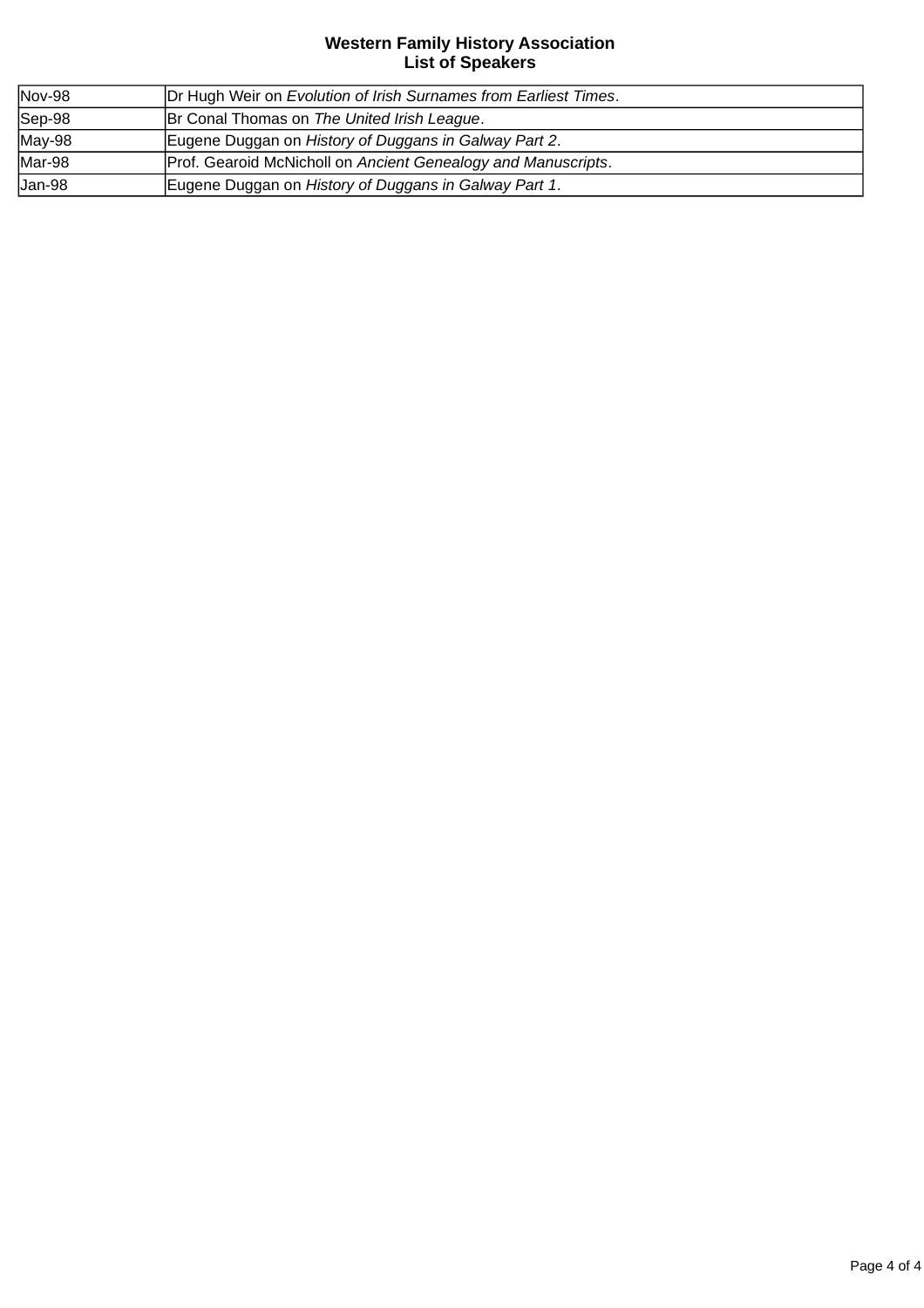**Western Family History Association**
**List of Speakers**

| | |
|---|---|
| Nov-98 | Dr Hugh Weir on *Evolution of Irish Surnames from Earliest Times*. |
| Sep-98 | Br Conal Thomas on *The United Irish League*. |
| May-98 | Eugene Duggan on *History of Duggans in Galway Part 2*. |
| Mar-98 | Prof. Gearoid McNicholl on *Ancient Genealogy and Manuscripts*. |
| Jan-98 | Eugene Duggan on *History of Duggans in Galway Part 1*. |